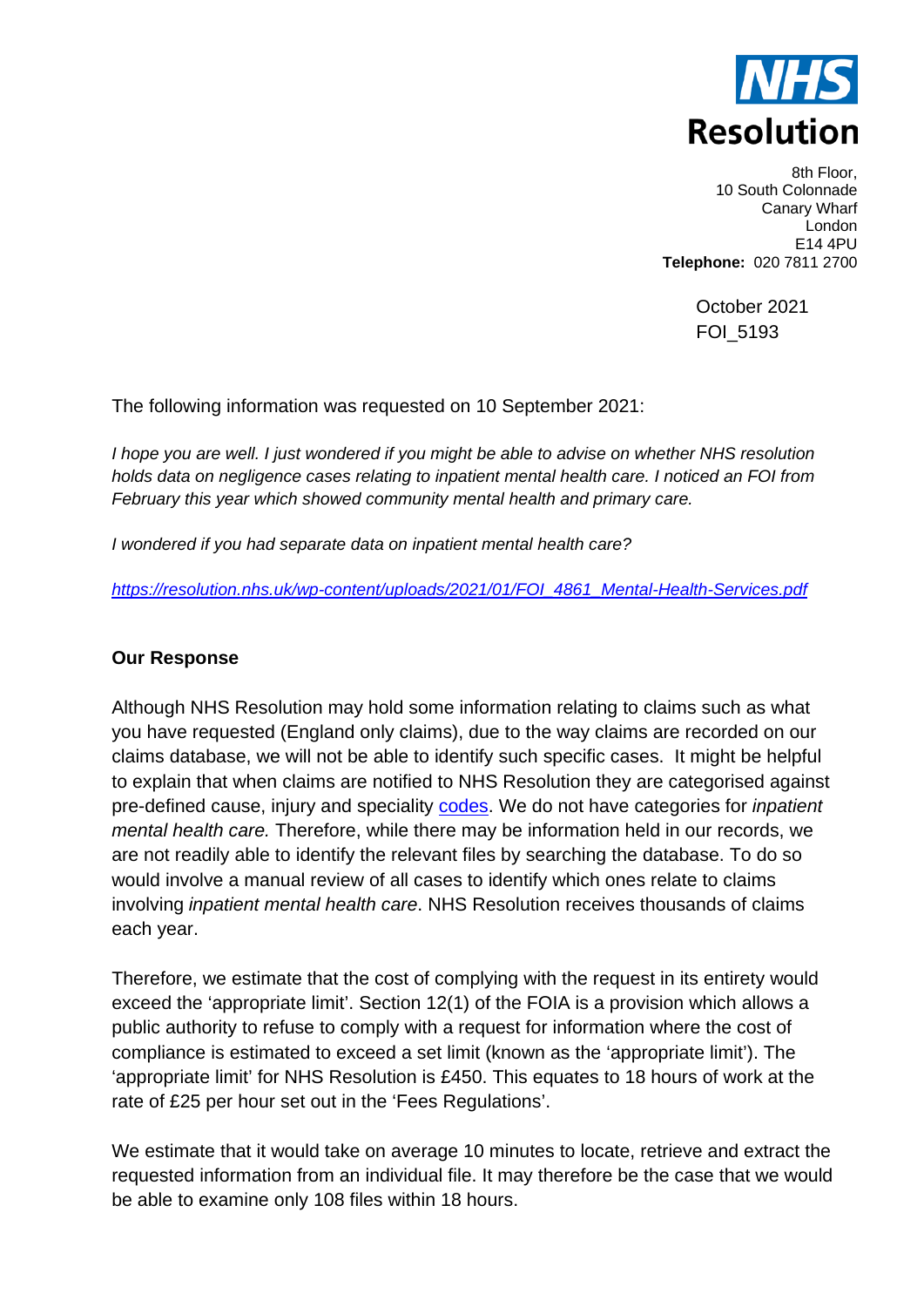NHS Resolution

8th Floor,
10 South Colonnade
Canary Wharf
London
E14 4PU
**Telephone:** 020 7811 2700

October 2021
FOI_5193

The following information was requested on 10 September 2021:

*I hope you are well. I just wondered if you might be able to advise on whether NHS resolution holds data on negligence cases relating to inpatient mental health care. I noticed an FOI from February this year which showed community mental health and primary care.*

*I wondered if you had separate data on inpatient mental health care?*

*https://resolution.nhs.uk/wp-content/uploads/2021/01/FOI_4861_Mental-Health-Services.pdf*

**Our Response**

Although NHS Resolution may hold some information relating to claims such as what you have requested (England only claims), due to the way claims are recorded on our claims database, we will not be able to identify such specific cases. It might be helpful to explain that when claims are notified to NHS Resolution they are categorised against pre-defined cause, injury and speciality codes. We do not have categories for *inpatient mental health care.* Therefore, while there may be information held in our records, we are not readily able to identify the relevant files by searching the database. To do so would involve a manual review of all cases to identify which ones relate to claims involving *inpatient mental health care*. NHS Resolution receives thousands of claims each year.

Therefore, we estimate that the cost of complying with the request in its entirety would exceed the 'appropriate limit'. Section 12(1) of the FOIA is a provision which allows a public authority to refuse to comply with a request for information where the cost of compliance is estimated to exceed a set limit (known as the 'appropriate limit'). The 'appropriate limit' for NHS Resolution is £450. This equates to 18 hours of work at the rate of £25 per hour set out in the 'Fees Regulations'.

We estimate that it would take on average 10 minutes to locate, retrieve and extract the requested information from an individual file. It may therefore be the case that we would be able to examine only 108 files within 18 hours.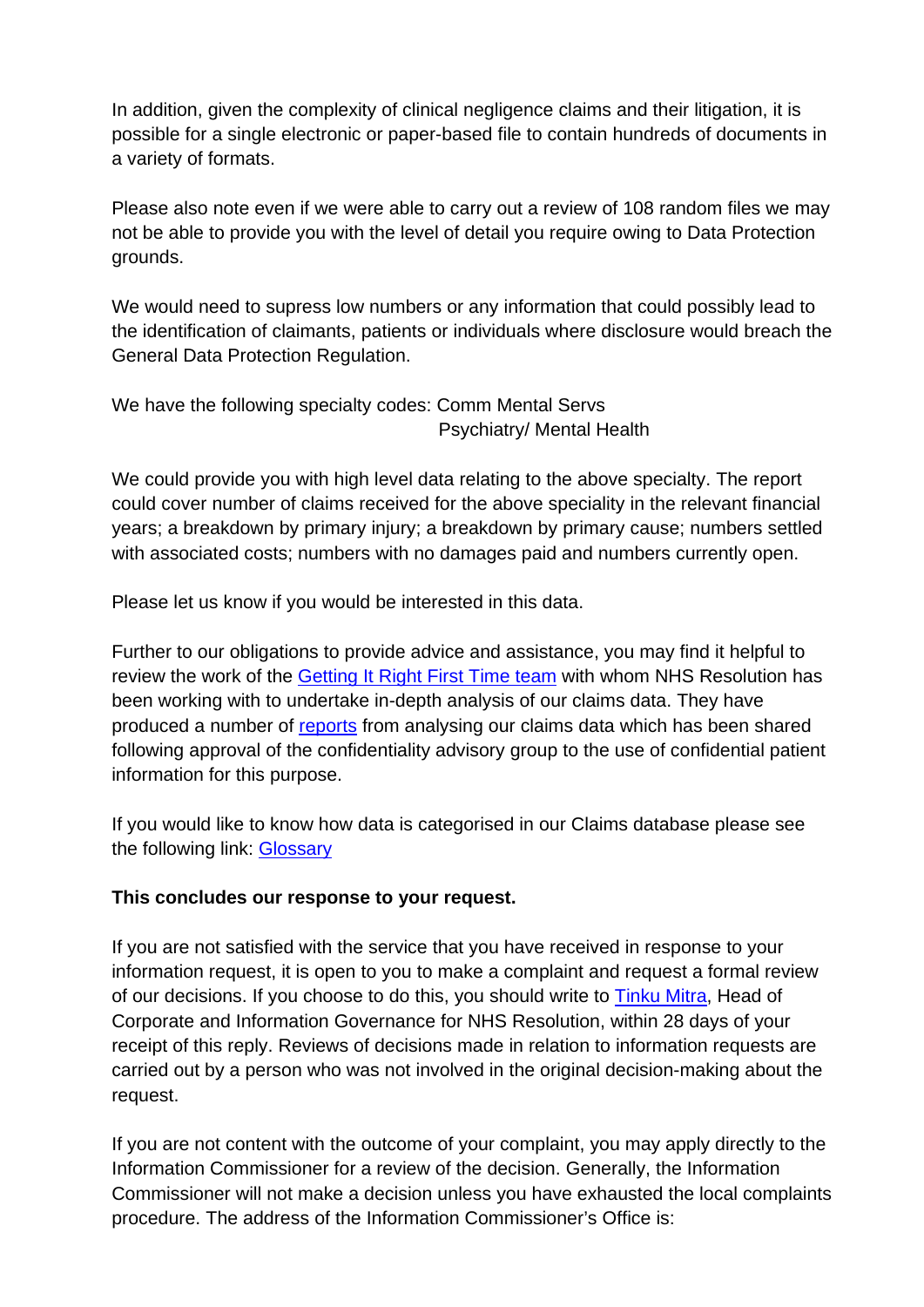In addition, given the complexity of clinical negligence claims and their litigation, it is possible for a single electronic or paper-based file to contain hundreds of documents in a variety of formats.

Please also note even if we were able to carry out a review of 108 random files we may not be able to provide you with the level of detail you require owing to Data Protection grounds.

We would need to supress low numbers or any information that could possibly lead to the identification of claimants, patients or individuals where disclosure would breach the General Data Protection Regulation.

We have the following specialty codes: Comm Mental Servs
Psychiatry/ Mental Health

We could provide you with high level data relating to the above specialty. The report could cover number of claims received for the above speciality in the relevant financial years; a breakdown by primary injury; a breakdown by primary cause; numbers settled with associated costs; numbers with no damages paid and numbers currently open.

Please let us know if you would be interested in this data.

Further to our obligations to provide advice and assistance, you may find it helpful to review the work of the [Getting It Right First Time team](#) with whom NHS Resolution has been working with to undertake in-depth analysis of our claims data. They have produced a number of [reports](#) from analysing our claims data which has been shared following approval of the confidentiality advisory group to the use of confidential patient information for this purpose.

If you would like to know how data is categorised in our Claims database please see the following link: [Glossary](#)

**This concludes our response to your request.**

If you are not satisfied with the service that you have received in response to your information request, it is open to you to make a complaint and request a formal review of our decisions. If you choose to do this, you should write to [Tinku Mitra](#), Head of Corporate and Information Governance for NHS Resolution, within 28 days of your receipt of this reply. Reviews of decisions made in relation to information requests are carried out by a person who was not involved in the original decision-making about the request.

If you are not content with the outcome of your complaint, you may apply directly to the Information Commissioner for a review of the decision. Generally, the Information Commissioner will not make a decision unless you have exhausted the local complaints procedure. The address of the Information Commissioner's Office is: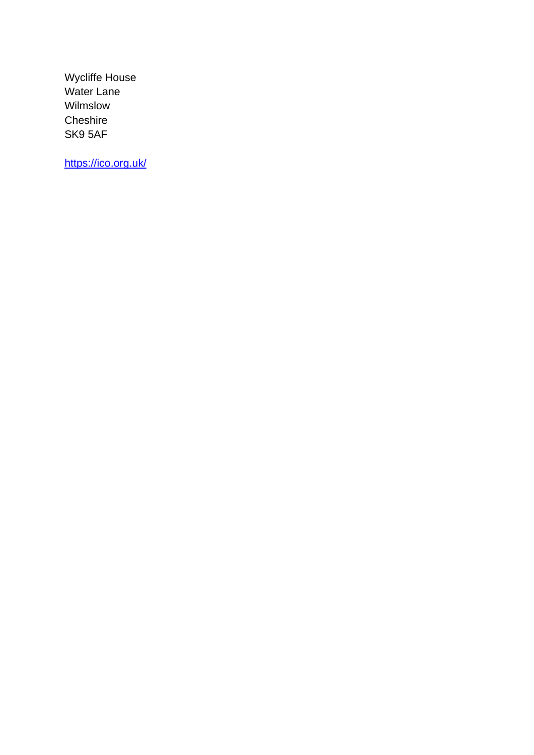Wycliffe House
Water Lane
Wilmslow
Cheshire
SK9 5AF

[https://ico.org.uk/](https://ico.org.uk/)